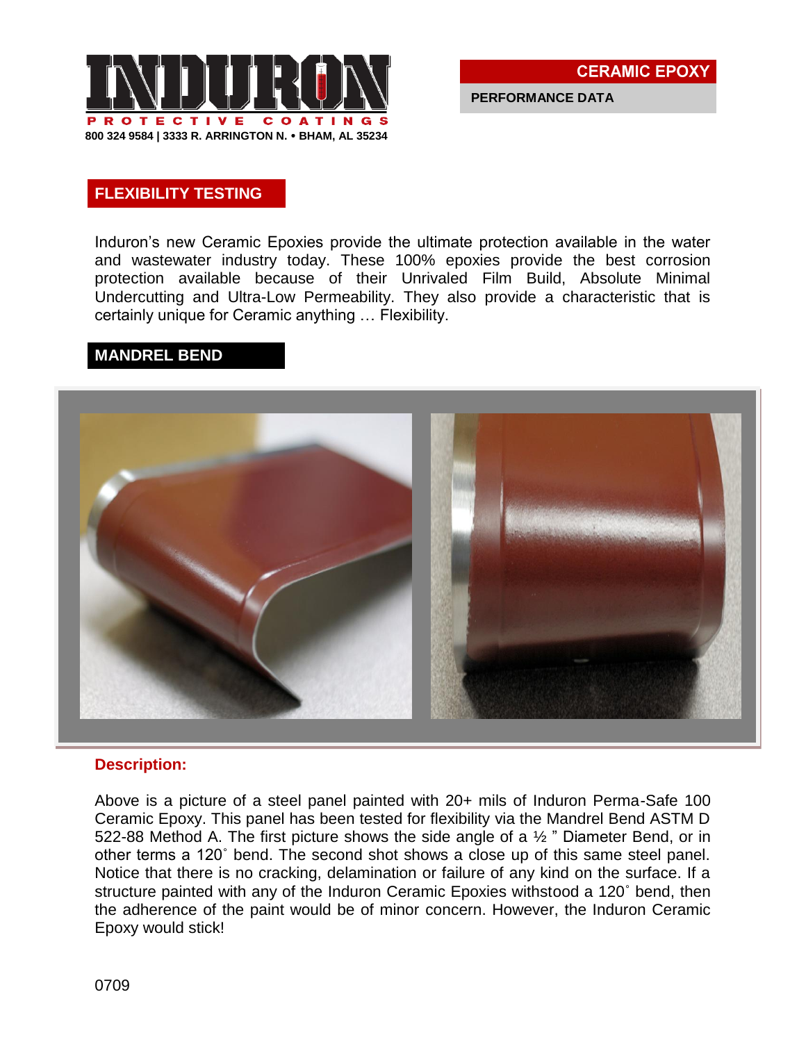# INDURON PROTECTIVE COATINGS

800 324 9584 | 3333 R. ARRINGTON N. • BHAM, AL 35234

**CERAMIC EPOXY**

**PERFORMANCE DATA**

## FLEXIBILITY TESTING

Induron's new Ceramic Epoxies provide the ultimate protection available in the water and wastewater industry today. These 100% epoxies provide the best corrosion protection available because of their Unrivaled Film Build, Absolute Minimal Undercutting and Ultra-Low Permeability. They also provide a characteristic that is certainly unique for Ceramic anything … Flexibility.

## MANDREL BEND

### Description:

Above is a picture of a steel panel painted with 20+ mils of Induron Perma-Safe 100 Ceramic Epoxy. This panel has been tested for flexibility via the Mandrel Bend ASTM D 522-88 Method A. The first picture shows the side angle of a ½ " Diameter Bend, or in other terms a 120˚ bend. The second shot shows a close up of this same steel panel. Notice that there is no cracking, delamination or failure of any kind on the surface. If a structure painted with any of the Induron Ceramic Epoxies withstood a 120˚ bend, then the adherence of the paint would be of minor concern. However, the Induron Ceramic Epoxy would stick!

0709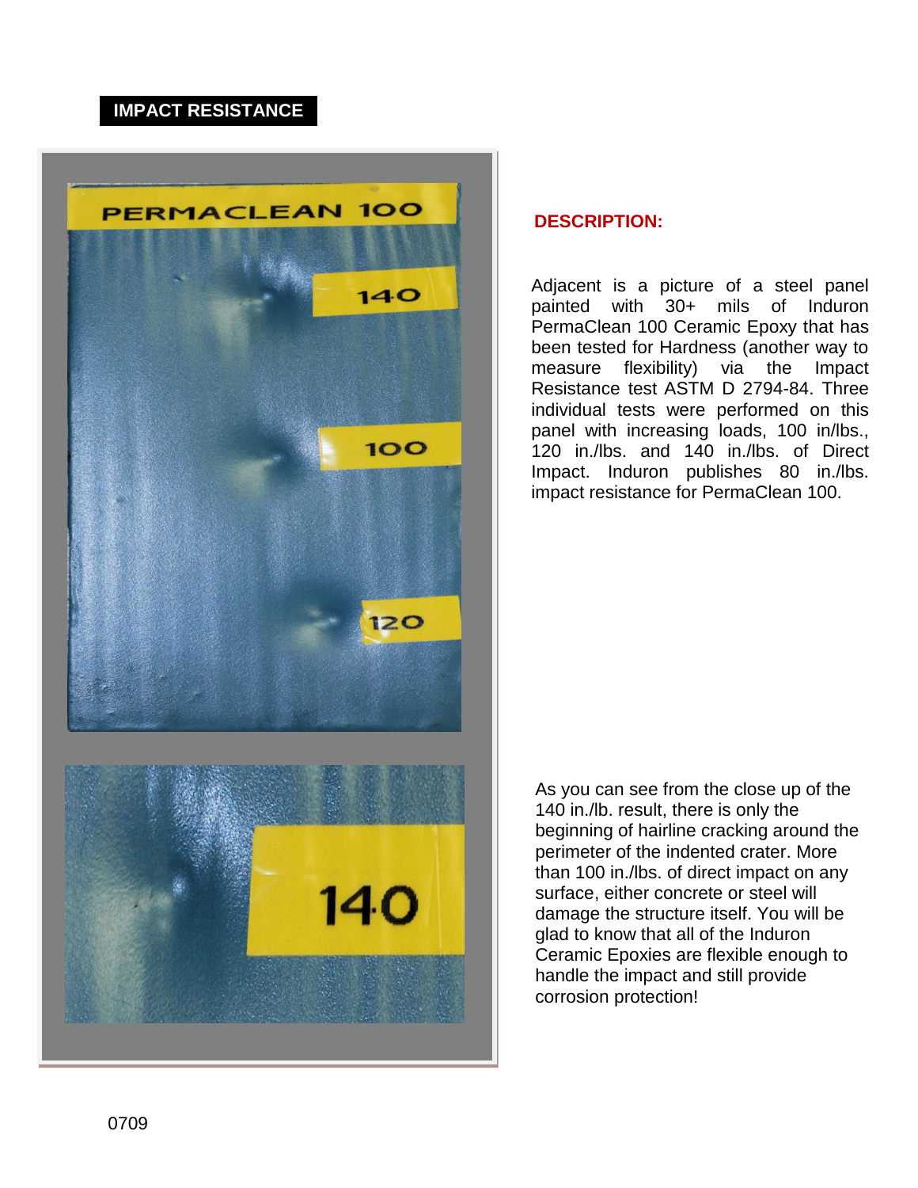## IMPACT RESISTANCE

PERMACLEAN 100

140

100

120

140

**DESCRIPTION:**

Adjacent is a picture of a steel panel painted with 30+ mils of Induron PermaClean 100 Ceramic Epoxy that has been tested for Hardness (another way to measure flexibility) via the Impact Resistance test ASTM D 2794-84. Three individual tests were performed on this panel with increasing loads, 100 in/lbs., 120 in./lbs. and 140 in./lbs. of Direct Impact. Induron publishes 80 in./lbs. impact resistance for PermaClean 100.

As you can see from the close up of the 140 in./lb. result, there is only the beginning of hairline cracking around the perimeter of the indented crater. More than 100 in./lbs. of direct impact on any surface, either concrete or steel will damage the structure itself. You will be glad to know that all of the Induron Ceramic Epoxies are flexible enough to handle the impact and still provide corrosion protection!

0709